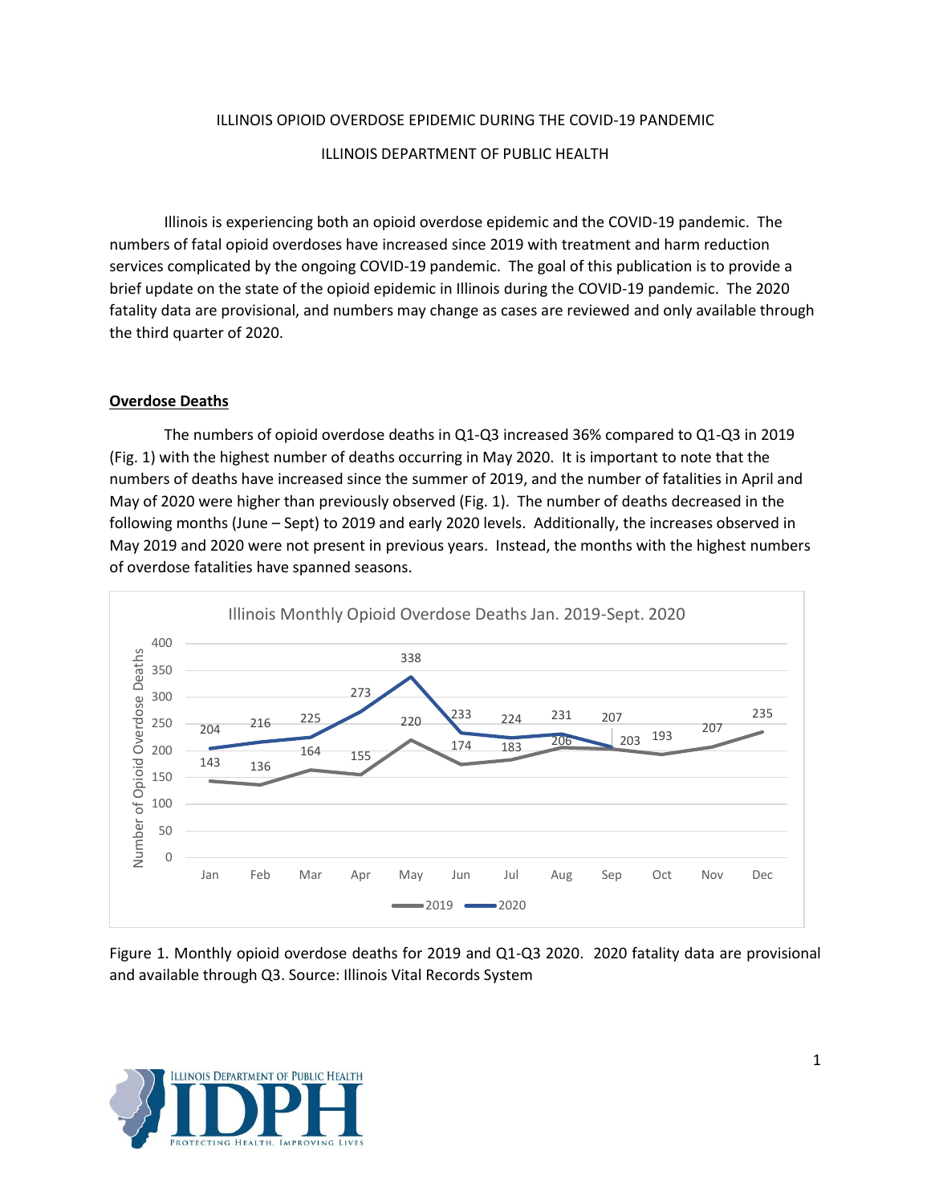ILLINOIS OPIOID OVERDOSE EPIDEMIC DURING THE COVID-19 PANDEMIC

ILLINOIS DEPARTMENT OF PUBLIC HEALTH

Illinois is experiencing both an opioid overdose epidemic and the COVID-19 pandemic. The numbers of fatal opioid overdoses have increased since 2019 with treatment and harm reduction services complicated by the ongoing COVID-19 pandemic. The goal of this publication is to provide a brief update on the state of the opioid epidemic in Illinois during the COVID-19 pandemic. The 2020 fatality data are provisional, and numbers may change as cases are reviewed and only available through the third quarter of 2020.

## Overdose Deaths

The numbers of opioid overdose deaths in Q1-Q3 increased 36% compared to Q1-Q3 in 2019 (Fig. 1) with the highest number of deaths occurring in May 2020. It is important to note that the numbers of deaths have increased since the summer of 2019, and the number of fatalities in April and May of 2020 were higher than previously observed (Fig. 1). The number of deaths decreased in the following months (June – Sept) to 2019 and early 2020 levels. Additionally, the increases observed in May 2019 and 2020 were not present in previous years. Instead, the months with the highest numbers of overdose fatalities have spanned seasons.

Illinois Monthly Opioid Overdose Deaths Jan. 2019-Sept. 2020

| Year | Jan | Feb | Mar | Apr | May | Jun | Jul | Aug | Sep | Oct | Nov | Dec |
|---|---|---|---|---|---|---|---|---|---|---|---|---|
| 2019 | 143 | 136 | 164 | 155 | 220 | 174 | 183 | 206 | 203 | 193 | 207 | 235 |
| 2020 | 204 | 216 | 225 | 273 | 338 | 233 | 224 | 231 | 207 | | | |

Figure 1. Monthly opioid overdose deaths for 2019 and Q1-Q3 2020. 2020 fatality data are provisional and available through Q3. Source: Illinois Vital Records System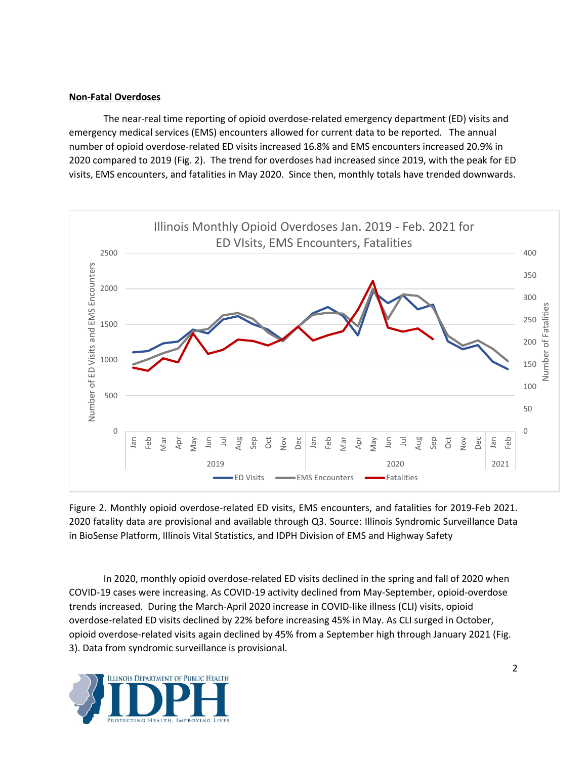**Non-Fatal Overdoses**

The near-real time reporting of opioid overdose-related emergency department (ED) visits and emergency medical services (EMS) encounters allowed for current data to be reported. The annual number of opioid overdose-related ED visits increased 16.8% and EMS encounters increased 20.9% in 2020 compared to 2019 (Fig. 2). The trend for overdoses had increased since 2019, with the peak for ED visits, EMS encounters, and fatalities in May 2020. Since then, monthly totals have trended downwards.

Figure 2. Monthly opioid overdose-related ED visits, EMS encounters, and fatalities for 2019-Feb 2021. 2020 fatality data are provisional and available through Q3. Source: Illinois Syndromic Surveillance Data in BioSense Platform, Illinois Vital Statistics, and IDPH Division of EMS and Highway Safety

In 2020, monthly opioid overdose-related ED visits declined in the spring and fall of 2020 when COVID-19 cases were increasing. As COVID-19 activity declined from May-September, opioid-overdose trends increased. During the March-April 2020 increase in COVID-like illness (CLI) visits, opioid overdose-related ED visits declined by 22% before increasing 45% in May. As CLI surged in October, opioid overdose-related visits again declined by 45% from a September high through January 2021 (Fig. 3). Data from syndromic surveillance is provisional.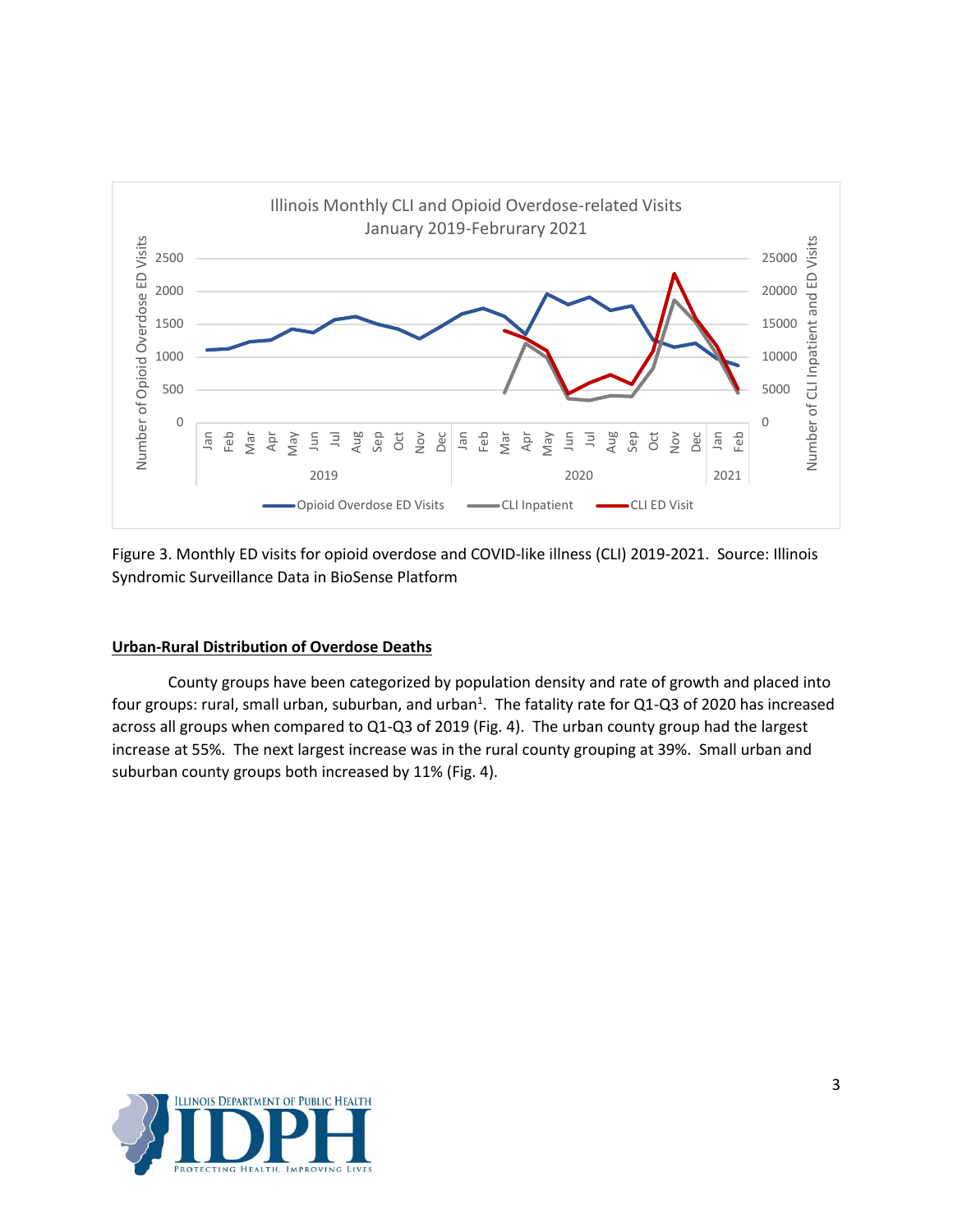Figure 3. Monthly ED visits for opioid overdose and COVID-like illness (CLI) 2019-2021. Source: Illinois Syndromic Surveillance Data in BioSense Platform

## Urban-Rural Distribution of Overdose Deaths

County groups have been categorized by population density and rate of growth and placed into four groups: rural, small urban, suburban, and urban[1]. The fatality rate for Q1-Q3 of 2020 has increased across all groups when compared to Q1-Q3 of 2019 (Fig. 4). The urban county group had the largest increase at 55%. The next largest increase was in the rural county grouping at 39%. Small urban and suburban county groups both increased by 11% (Fig. 4).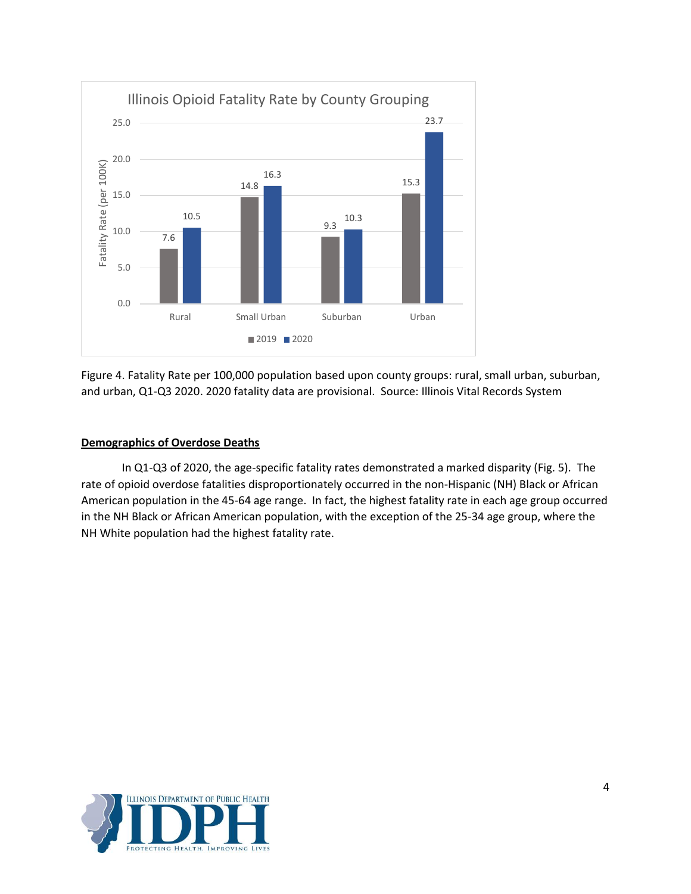Figure 4. Fatality Rate per 100,000 population based upon county groups: rural, small urban, suburban, and urban, Q1-Q3 2020. 2020 fatality data are provisional. Source: Illinois Vital Records System

**Demographics of Overdose Deaths**

In Q1-Q3 of 2020, the age-specific fatality rates demonstrated a marked disparity (Fig. 5). The rate of opioid overdose fatalities disproportionately occurred in the non-Hispanic (NH) Black or African American population in the 45-64 age range. In fact, the highest fatality rate in each age group occurred in the NH Black or African American population, with the exception of the 25-34 age group, where the NH White population had the highest fatality rate.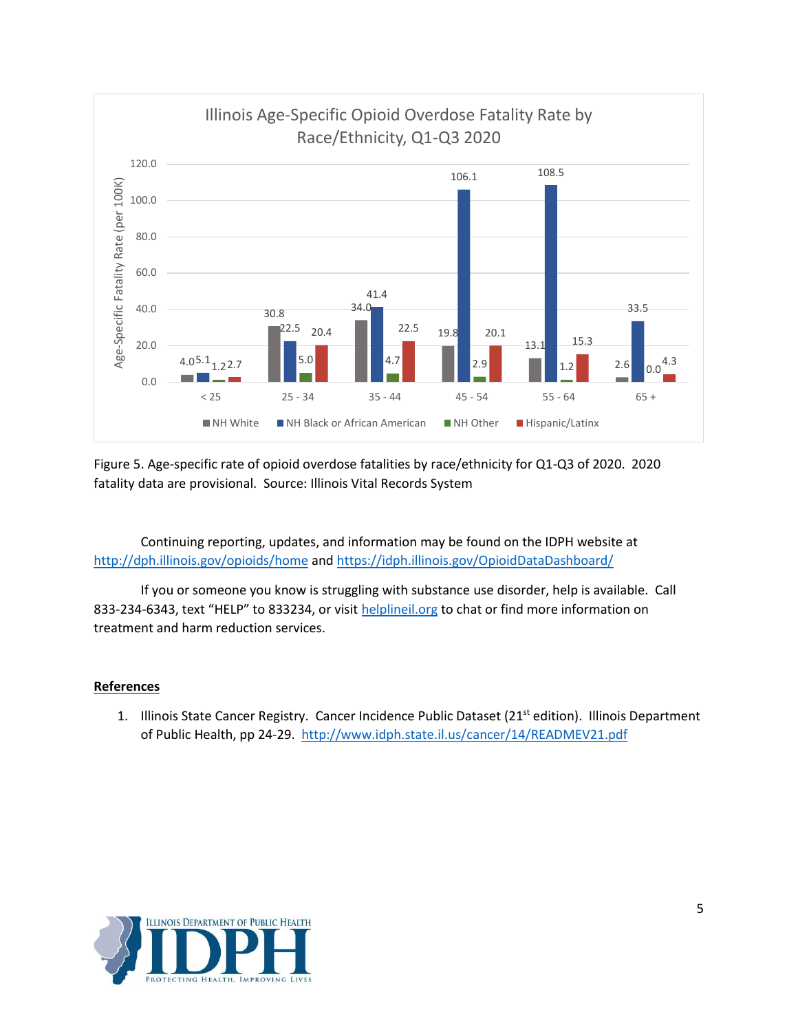Illinois Age-Specific Opioid Overdose Fatality Rate by Race/Ethnicity, Q1-Q3 2020

Age-Specific Fatality Rate (per 100K)

120.0
100.0
80.0
60.0
40.0
20.0
0.0

< 25: 4.0 5.1 1.2 2.7
25 - 34: 30.8 22.5 5.0 20.4
35 - 44: 34.0 41.4 4.7 22.5
45 - 54: 19.8 106.1 2.9 20.1
55 - 64: 13.1 108.5 1.2 15.3
65 +: 2.6 33.5 0.0 4.3

NH White, NH Black or African American, NH Other, Hispanic/Latinx

Figure 5. Age-specific rate of opioid overdose fatalities by race/ethnicity for Q1-Q3 of 2020. 2020 fatality data are provisional. Source: Illinois Vital Records System

Continuing reporting, updates, and information may be found on the IDPH website at http://dph.illinois.gov/opioids/home and https://idph.illinois.gov/OpioidDataDashboard/

If you or someone you know is struggling with substance use disorder, help is available. Call 833-234-6343, text "HELP" to 833234, or visit helplineil.org to chat or find more information on treatment and harm reduction services.

**References**

1. Illinois State Cancer Registry. Cancer Incidence Public Dataset (21st edition). Illinois Department of Public Health, pp 24-29. http://www.idph.state.il.us/cancer/14/READMEV21.pdf

ILLINOIS DEPARTMENT OF PUBLIC HEALTH
IDPH
PROTECTING HEALTH, IMPROVING LIVES